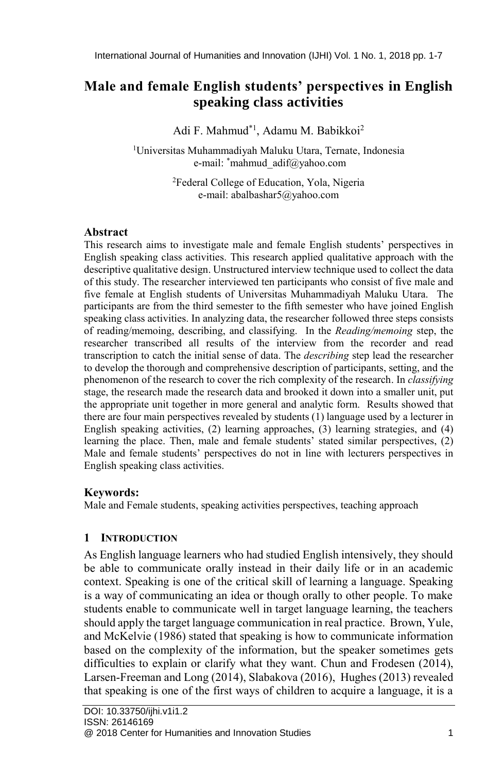# Male and female English students' perspectives in English speaking class activities

Adi F. Mahmud[*1], Adamu M. Babikkoi[2]

[1]Universitas Muhammadiyah Maluku Utara, Ternate, Indonesia
e-mail: *mahmud_adif@yahoo.com

[2]Federal College of Education, Yola, Nigeria
e-mail: abalbashar5@yahoo.com

## Abstract

This research aims to investigate male and female English students' perspectives in English speaking class activities. This research applied qualitative approach with the descriptive qualitative design. Unstructured interview technique used to collect the data of this study. The researcher interviewed ten participants who consist of five male and five female at English students of Universitas Muhammadiyah Maluku Utara. The participants are from the third semester to the fifth semester who have joined English speaking class activities. In analyzing data, the researcher followed three steps consists of reading/memoing, describing, and classifying. In the *Reading/memoing* step, the researcher transcribed all results of the interview from the recorder and read transcription to catch the initial sense of data. The *describing* step lead the researcher to develop the thorough and comprehensive description of participants, setting, and the phenomenon of the research to cover the rich complexity of the research. In *classifying* stage, the research made the research data and brooked it down into a smaller unit, put the appropriate unit together in more general and analytic form. Results showed that there are four main perspectives revealed by students (1) language used by a lecturer in English speaking activities, (2) learning approaches, (3) learning strategies, and (4) learning the place. Then, male and female students' stated similar perspectives, (2) Male and female students' perspectives do not in line with lecturers perspectives in English speaking class activities.

### Keywords:

Male and Female students, speaking activities perspectives, teaching approach

## 1 Introduction

As English language learners who had studied English intensively, they should be able to communicate orally instead in their daily life or in an academic context. Speaking is one of the critical skill of learning a language. Speaking is a way of communicating an idea or though orally to other people. To make students enable to communicate well in target language learning, the teachers should apply the target language communication in real practice. Brown, Yule, and McKelvie (1986) stated that speaking is how to communicate information based on the complexity of the information, but the speaker sometimes gets difficulties to explain or clarify what they want. Chun and Frodesen (2014), Larsen-Freeman and Long (2014), Slabakova (2016), Hughes (2013) revealed that speaking is one of the first ways of children to acquire a language, it is a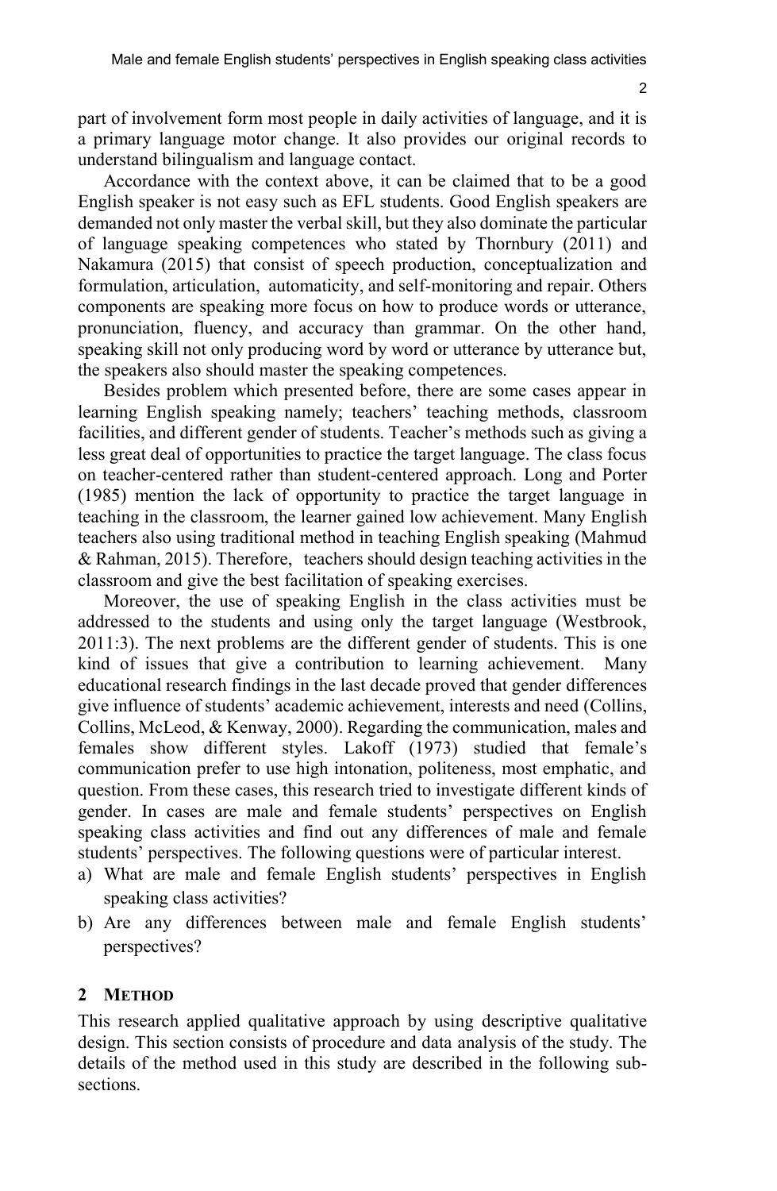part of involvement form most people in daily activities of language, and it is a primary language motor change. It also provides our original records to understand bilingualism and language contact.

Accordance with the context above, it can be claimed that to be a good English speaker is not easy such as EFL students. Good English speakers are demanded not only master the verbal skill, but they also dominate the particular of language speaking competences who stated by Thornbury (2011) and Nakamura (2015) that consist of speech production, conceptualization and formulation, articulation, automaticity, and self-monitoring and repair. Others components are speaking more focus on how to produce words or utterance, pronunciation, fluency, and accuracy than grammar. On the other hand, speaking skill not only producing word by word or utterance by utterance but, the speakers also should master the speaking competences.

Besides problem which presented before, there are some cases appear in learning English speaking namely; teachers' teaching methods, classroom facilities, and different gender of students. Teacher's methods such as giving a less great deal of opportunities to practice the target language. The class focus on teacher-centered rather than student-centered approach. Long and Porter (1985) mention the lack of opportunity to practice the target language in teaching in the classroom, the learner gained low achievement. Many English teachers also using traditional method in teaching English speaking (Mahmud & Rahman, 2015). Therefore, teachers should design teaching activities in the classroom and give the best facilitation of speaking exercises.

Moreover, the use of speaking English in the class activities must be addressed to the students and using only the target language (Westbrook, 2011:3). The next problems are the different gender of students. This is one kind of issues that give a contribution to learning achievement. Many educational research findings in the last decade proved that gender differences give influence of students' academic achievement, interests and need (Collins, Collins, McLeod, & Kenway, 2000). Regarding the communication, males and females show different styles. Lakoff (1973) studied that female's communication prefer to use high intonation, politeness, most emphatic, and question. From these cases, this research tried to investigate different kinds of gender. In cases are male and female students' perspectives on English speaking class activities and find out any differences of male and female students' perspectives. The following questions were of particular interest.

a) What are male and female English students' perspectives in English speaking class activities?
b) Are any differences between male and female English students' perspectives?

## 2 METHOD

This research applied qualitative approach by using descriptive qualitative design. This section consists of procedure and data analysis of the study. The details of the method used in this study are described in the following sub-sections.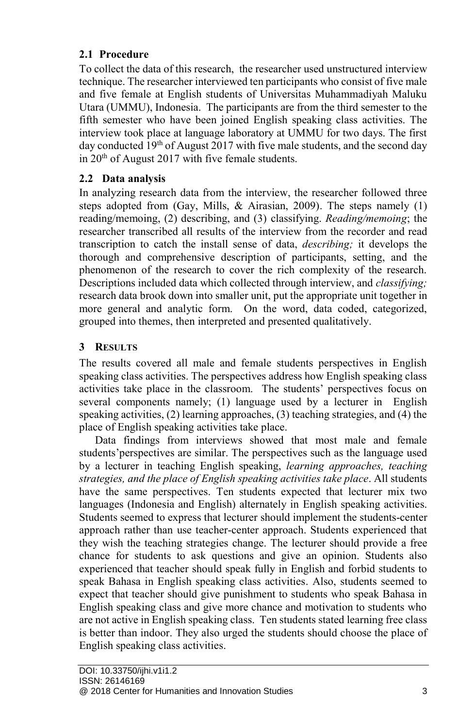### 2.1 Procedure

To collect the data of this research, the researcher used unstructured interview technique. The researcher interviewed ten participants who consist of five male and five female at English students of Universitas Muhammadiyah Maluku Utara (UMMU), Indonesia. The participants are from the third semester to the fifth semester who have been joined English speaking class activities. The interview took place at language laboratory at UMMU for two days. The first day conducted 19th of August 2017 with five male students, and the second day in 20th of August 2017 with five female students.

### 2.2 Data analysis

In analyzing research data from the interview, the researcher followed three steps adopted from (Gay, Mills, & Airasian, 2009). The steps namely (1) reading/memoing, (2) describing, and (3) classifying. *Reading/memoing*; the researcher transcribed all results of the interview from the recorder and read transcription to catch the install sense of data, *describing;* it develops the thorough and comprehensive description of participants, setting, and the phenomenon of the research to cover the rich complexity of the research. Descriptions included data which collected through interview, and *classifying;* research data brook down into smaller unit, put the appropriate unit together in more general and analytic form. On the word, data coded, categorized, grouped into themes, then interpreted and presented qualitatively.

## 3 RESULTS

The results covered all male and female students perspectives in English speaking class activities. The perspectives address how English speaking class activities take place in the classroom. The students' perspectives focus on several components namely; (1) language used by a lecturer in English speaking activities, (2) learning approaches, (3) teaching strategies, and (4) the place of English speaking activities take place.

Data findings from interviews showed that most male and female students'perspectives are similar. The perspectives such as the language used by a lecturer in teaching English speaking, *learning approaches, teaching strategies, and the place of English speaking activities take place*. All students have the same perspectives. Ten students expected that lecturer mix two languages (Indonesia and English) alternately in English speaking activities. Students seemed to express that lecturer should implement the students-center approach rather than use teacher-center approach. Students experienced that they wish the teaching strategies change. The lecturer should provide a free chance for students to ask questions and give an opinion. Students also experienced that teacher should speak fully in English and forbid students to speak Bahasa in English speaking class activities. Also, students seemed to expect that teacher should give punishment to students who speak Bahasa in English speaking class and give more chance and motivation to students who are not active in English speaking class. Ten students stated learning free class is better than indoor. They also urged the students should choose the place of English speaking class activities.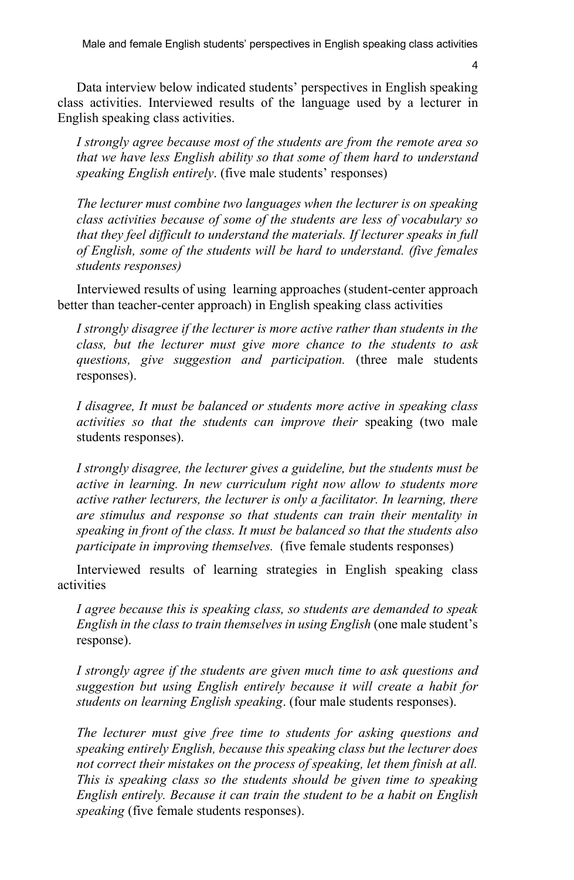Data interview below indicated students' perspectives in English speaking class activities. Interviewed results of the language used by a lecturer in English speaking class activities.

> *I strongly agree because most of the students are from the remote area so that we have less English ability so that some of them hard to understand speaking English entirely*. (five male students' responses)

> *The lecturer must combine two languages when the lecturer is on speaking class activities because of some of the students are less of vocabulary so that they feel difficult to understand the materials. If lecturer speaks in full of English, some of the students will be hard to understand. (five females students responses)*

Interviewed results of using learning approaches (student-center approach better than teacher-center approach) in English speaking class activities

> *I strongly disagree if the lecturer is more active rather than students in the class, but the lecturer must give more chance to the students to ask questions, give suggestion and participation.* (three male students responses).

> *I disagree, It must be balanced or students more active in speaking class activities so that the students can improve their* speaking (two male students responses).

> *I strongly disagree, the lecturer gives a guideline, but the students must be active in learning. In new curriculum right now allow to students more active rather lecturers, the lecturer is only a facilitator. In learning, there are stimulus and response so that students can train their mentality in speaking in front of the class. It must be balanced so that the students also participate in improving themselves.* (five female students responses)

Interviewed results of learning strategies in English speaking class activities

> *I agree because this is speaking class, so students are demanded to speak English in the class to train themselves in using English* (one male student's response).

> *I strongly agree if the students are given much time to ask questions and suggestion but using English entirely because it will create a habit for students on learning English speaking*. (four male students responses).

> *The lecturer must give free time to students for asking questions and speaking entirely English, because this speaking class but the lecturer does not correct their mistakes on the process of speaking, let them finish at all. This is speaking class so the students should be given time to speaking English entirely. Because it can train the student to be a habit on English speaking* (five female students responses).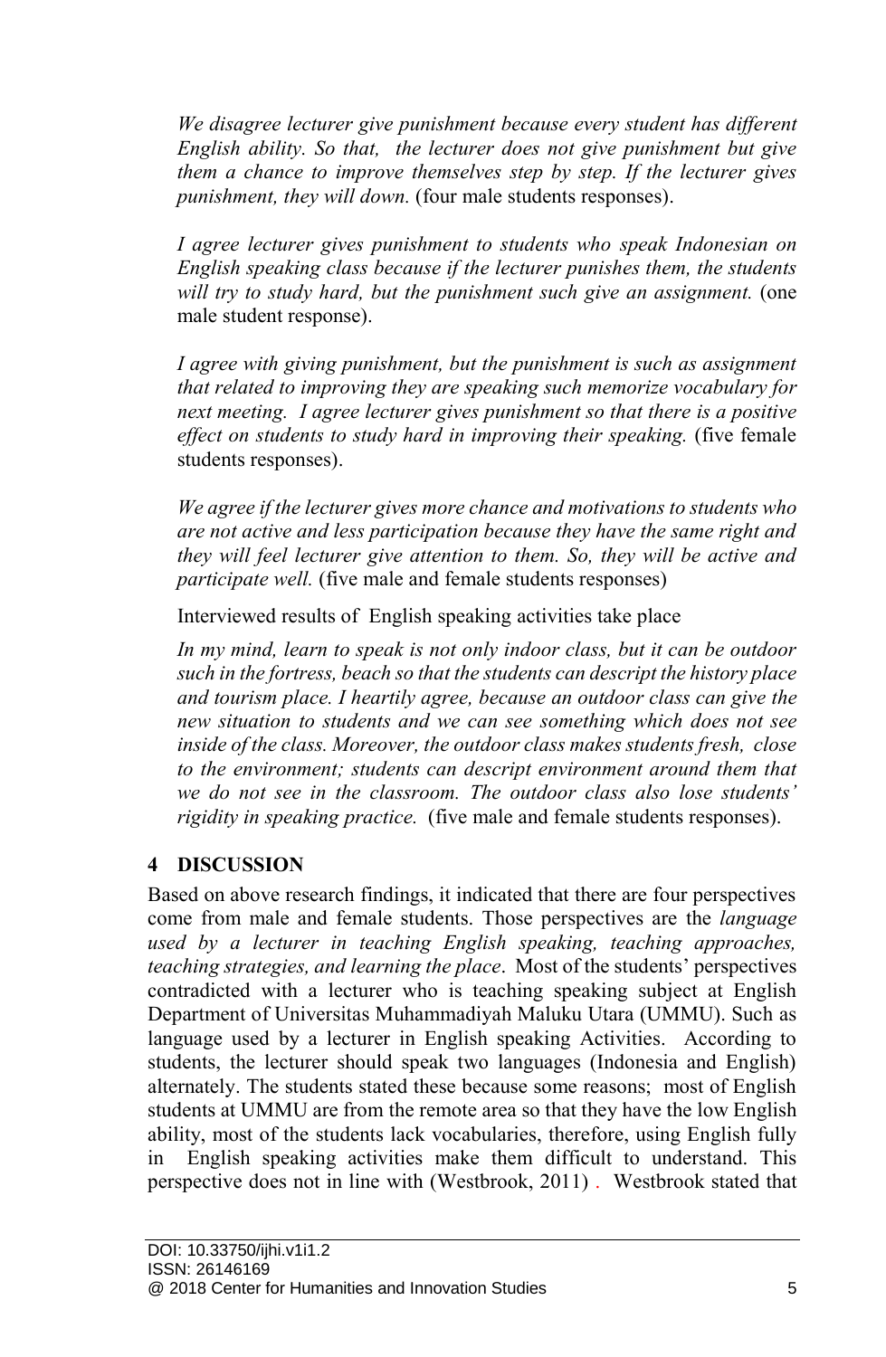*We disagree lecturer give punishment because every student has different English ability. So that, the lecturer does not give punishment but give them a chance to improve themselves step by step. If the lecturer gives punishment, they will down.* (four male students responses).

*I agree lecturer gives punishment to students who speak Indonesian on English speaking class because if the lecturer punishes them, the students will try to study hard, but the punishment such give an assignment.* (one male student response).

*I agree with giving punishment, but the punishment is such as assignment that related to improving they are speaking such memorize vocabulary for next meeting. I agree lecturer gives punishment so that there is a positive effect on students to study hard in improving their speaking.* (five female students responses).

*We agree if the lecturer gives more chance and motivations to students who are not active and less participation because they have the same right and they will feel lecturer give attention to them. So, they will be active and participate well.* (five male and female students responses)

Interviewed results of English speaking activities take place

*In my mind, learn to speak is not only indoor class, but it can be outdoor such in the fortress, beach so that the students can descript the history place and tourism place. I heartily agree, because an outdoor class can give the new situation to students and we can see something which does not see inside of the class. Moreover, the outdoor class makes students fresh, close to the environment; students can descript environment around them that we do not see in the classroom. The outdoor class also lose students' rigidity in speaking practice.* (five male and female students responses).

## 4 DISCUSSION

Based on above research findings, it indicated that there are four perspectives come from male and female students. Those perspectives are the *language used by a lecturer in teaching English speaking, teaching approaches, teaching strategies, and learning the place*. Most of the students' perspectives contradicted with a lecturer who is teaching speaking subject at English Department of Universitas Muhammadiyah Maluku Utara (UMMU). Such as language used by a lecturer in English speaking Activities. According to students, the lecturer should speak two languages (Indonesia and English) alternately. The students stated these because some reasons; most of English students at UMMU are from the remote area so that they have the low English ability, most of the students lack vocabularies, therefore, using English fully in English speaking activities make them difficult to understand. This perspective does not in line with (Westbrook, 2011) . Westbrook stated that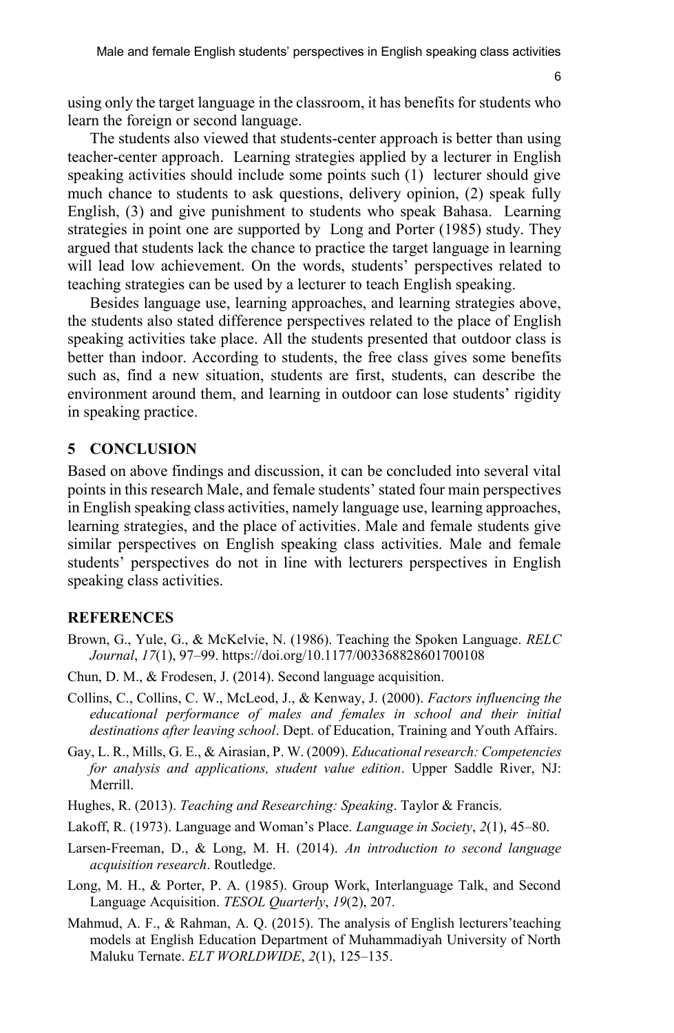using only the target language in the classroom, it has benefits for students who learn the foreign or second language.

The students also viewed that students-center approach is better than using teacher-center approach. Learning strategies applied by a lecturer in English speaking activities should include some points such (1) lecturer should give much chance to students to ask questions, delivery opinion, (2) speak fully English, (3) and give punishment to students who speak Bahasa. Learning strategies in point one are supported by Long and Porter (1985) study. They argued that students lack the chance to practice the target language in learning will lead low achievement. On the words, students' perspectives related to teaching strategies can be used by a lecturer to teach English speaking.

Besides language use, learning approaches, and learning strategies above, the students also stated difference perspectives related to the place of English speaking activities take place. All the students presented that outdoor class is better than indoor. According to students, the free class gives some benefits such as, find a new situation, students are first, students, can describe the environment around them, and learning in outdoor can lose students' rigidity in speaking practice.

## 5 CONCLUSION

Based on above findings and discussion, it can be concluded into several vital points in this research Male, and female students' stated four main perspectives in English speaking class activities, namely language use, learning approaches, learning strategies, and the place of activities. Male and female students give similar perspectives on English speaking class activities. Male and female students' perspectives do not in line with lecturers perspectives in English speaking class activities.

## REFERENCES

Brown, G., Yule, G., & McKelvie, N. (1986). Teaching the Spoken Language. *RELC Journal*, *17*(1), 97–99. https://doi.org/10.1177/003368828601700108

Chun, D. M., & Frodesen, J. (2014). Second language acquisition.

Collins, C., Collins, C. W., McLeod, J., & Kenway, J. (2000). *Factors influencing the educational performance of males and females in school and their initial destinations after leaving school*. Dept. of Education, Training and Youth Affairs.

Gay, L. R., Mills, G. E., & Airasian, P. W. (2009). *Educational research: Competencies for analysis and applications, student value edition*. Upper Saddle River, NJ: Merrill.

Hughes, R. (2013). *Teaching and Researching: Speaking*. Taylor & Francis.

Lakoff, R. (1973). Language and Woman's Place. *Language in Society*, *2*(1), 45–80.

Larsen-Freeman, D., & Long, M. H. (2014). *An introduction to second language acquisition research*. Routledge.

Long, M. H., & Porter, P. A. (1985). Group Work, Interlanguage Talk, and Second Language Acquisition. *TESOL Quarterly*, *19*(2), 207.

Mahmud, A. F., & Rahman, A. Q. (2015). The analysis of English lecturers'teaching models at English Education Department of Muhammadiyah University of North Maluku Ternate. *ELT WORLDWIDE*, *2*(1), 125–135.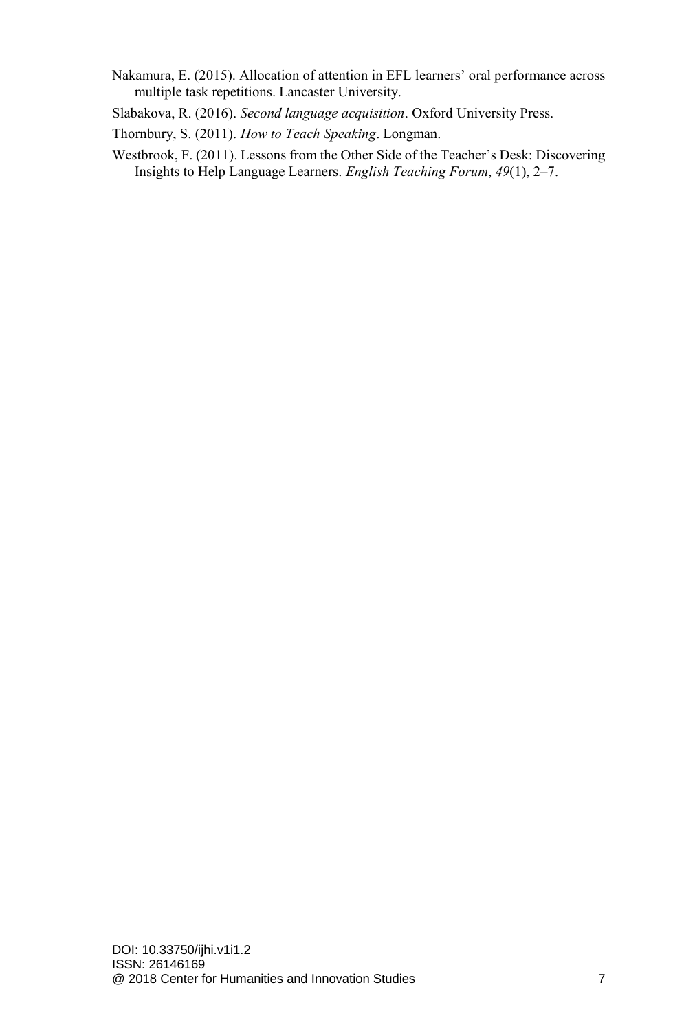Nakamura, E. (2015). Allocation of attention in EFL learners' oral performance across multiple task repetitions. Lancaster University.

Slabakova, R. (2016). *Second language acquisition*. Oxford University Press.

Thornbury, S. (2011). *How to Teach Speaking*. Longman.

Westbrook, F. (2011). Lessons from the Other Side of the Teacher's Desk: Discovering Insights to Help Language Learners. *English Teaching Forum*, *49*(1), 2–7.